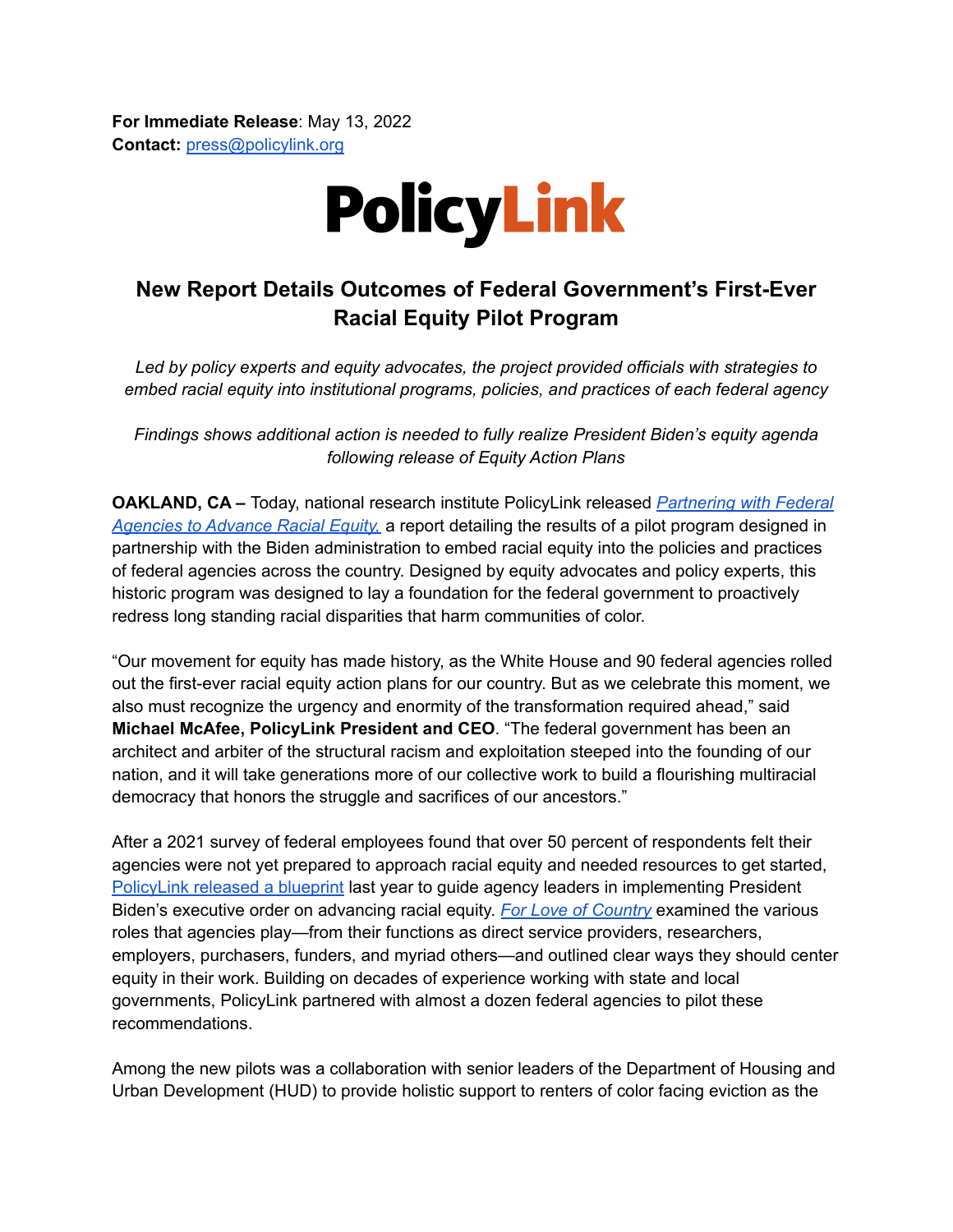**For Immediate Release**: May 13, 2022
**Contact:** press@policylink.org

PolicyLink

# New Report Details Outcomes of Federal Government's First-Ever Racial Equity Pilot Program

*Led by policy experts and equity advocates, the project provided officials with strategies to embed racial equity into institutional programs, policies, and practices of each federal agency*

*Findings shows additional action is needed to fully realize President Biden's equity agenda following release of Equity Action Plans*

**OAKLAND, CA –** Today, national research institute PolicyLink released *Partnering with Federal Agencies to Advance Racial Equity,* a report detailing the results of a pilot program designed in partnership with the Biden administration to embed racial equity into the policies and practices of federal agencies across the country. Designed by equity advocates and policy experts, this historic program was designed to lay a foundation for the federal government to proactively redress long standing racial disparities that harm communities of color.

"Our movement for equity has made history, as the White House and 90 federal agencies rolled out the first-ever racial equity action plans for our country. But as we celebrate this moment, we also must recognize the urgency and enormity of the transformation required ahead," said **Michael McAfee, PolicyLink President and CEO**. "The federal government has been an architect and arbiter of the structural racism and exploitation steeped into the founding of our nation, and it will take generations more of our collective work to build a flourishing multiracial democracy that honors the struggle and sacrifices of our ancestors."

After a 2021 survey of federal employees found that over 50 percent of respondents felt their agencies were not yet prepared to approach racial equity and needed resources to get started, PolicyLink released a blueprint last year to guide agency leaders in implementing President Biden's executive order on advancing racial equity. *For Love of Country* examined the various roles that agencies play—from their functions as direct service providers, researchers, employers, purchasers, funders, and myriad others—and outlined clear ways they should center equity in their work. Building on decades of experience working with state and local governments, PolicyLink partnered with almost a dozen federal agencies to pilot these recommendations.

Among the new pilots was a collaboration with senior leaders of the Department of Housing and Urban Development (HUD) to provide holistic support to renters of color facing eviction as the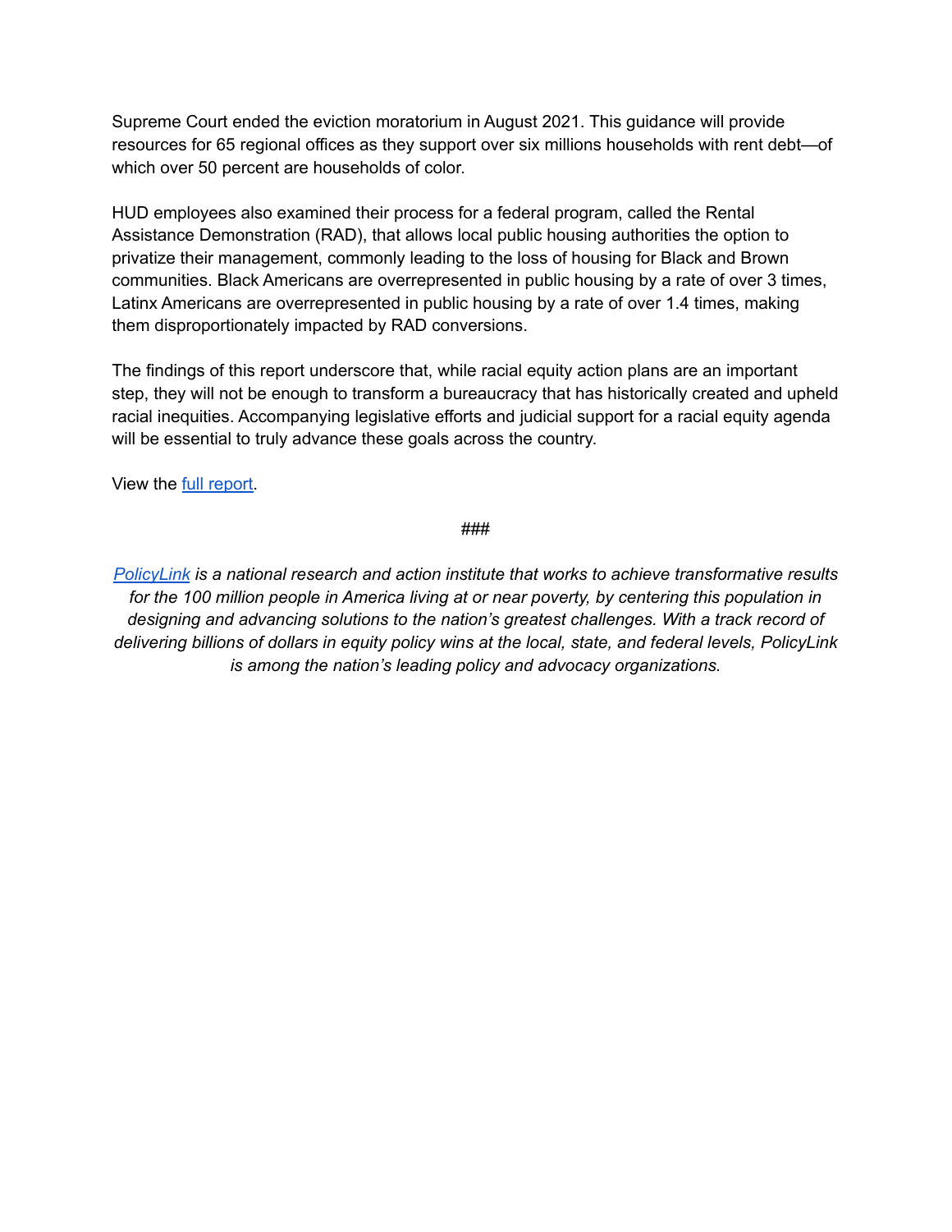Supreme Court ended the eviction moratorium in August 2021. This guidance will provide resources for 65 regional offices as they support over six millions households with rent debt—of which over 50 percent are households of color.

HUD employees also examined their process for a federal program, called the Rental Assistance Demonstration (RAD), that allows local public housing authorities the option to privatize their management, commonly leading to the loss of housing for Black and Brown communities. Black Americans are overrepresented in public housing by a rate of over 3 times, Latinx Americans are overrepresented in public housing by a rate of over 1.4 times, making them disproportionately impacted by RAD conversions.

The findings of this report underscore that, while racial equity action plans are an important step, they will not be enough to transform a bureaucracy that has historically created and upheld racial inequities. Accompanying legislative efforts and judicial support for a racial equity agenda will be essential to truly advance these goals across the country.

View the full report.

###

*PolicyLink is a national research and action institute that works to achieve transformative results for the 100 million people in America living at or near poverty, by centering this population in designing and advancing solutions to the nation's greatest challenges. With a track record of delivering billions of dollars in equity policy wins at the local, state, and federal levels, PolicyLink is among the nation's leading policy and advocacy organizations.*